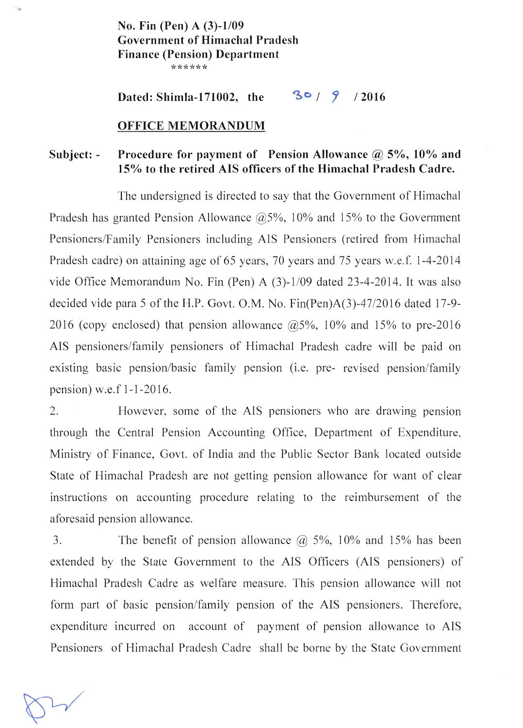**No. Fin (Pen) A (3)-1/09**
**Government of Himachal Pradesh**
**Finance (Pension) Department**

\*\*\*\*\*\*

**Dated: Shimla-171002, the 30 / 9 / 2016**

## OFFICE MEMORANDUM

**Subject: - Procedure for payment of Pension Allowance @ 5%, 10% and 15% to the retired AIS officers of the Himachal Pradesh Cadre.**

The undersigned is directed to say that the Government of Himachal Pradesh has granted Pension Allowance @5%, 10% and 15% to the Government Pensioners/Family Pensioners including AIS Pensioners (retired from Himachal Pradesh cadre) on attaining age of 65 years, 70 years and 75 years w.e.f. 1-4-2014 vide Office Memorandum No. Fin (Pen) A (3)-1/09 dated 23-4-2014. It was also decided vide para 5 of the H.P. Govt. O.M. No. Fin(Pen)A(3)-47/2016 dated 17-9-2016 (copy enclosed) that pension allowance @5%, 10% and 15% to pre-2016 AIS pensioners/family pensioners of Himachal Pradesh cadre will be paid on existing basic pension/basic family pension (i.e. pre- revised pension/family pension) w.e.f 1-1-2016.

2. However, some of the AIS pensioners who are drawing pension through the Central Pension Accounting Office, Department of Expenditure, Ministry of Finance, Govt. of India and the Public Sector Bank located outside State of Himachal Pradesh are not getting pension allowance for want of clear instructions on accounting procedure relating to the reimbursement of the aforesaid pension allowance.

3. The benefit of pension allowance @ 5%, 10% and 15% has been extended by the State Government to the AIS Officers (AIS pensioners) of Himachal Pradesh Cadre as welfare measure. This pension allowance will not form part of basic pension/family pension of the AIS pensioners. Therefore, expenditure incurred on account of payment of pension allowance to AIS Pensioners of Himachal Pradesh Cadre shall be borne by the State Government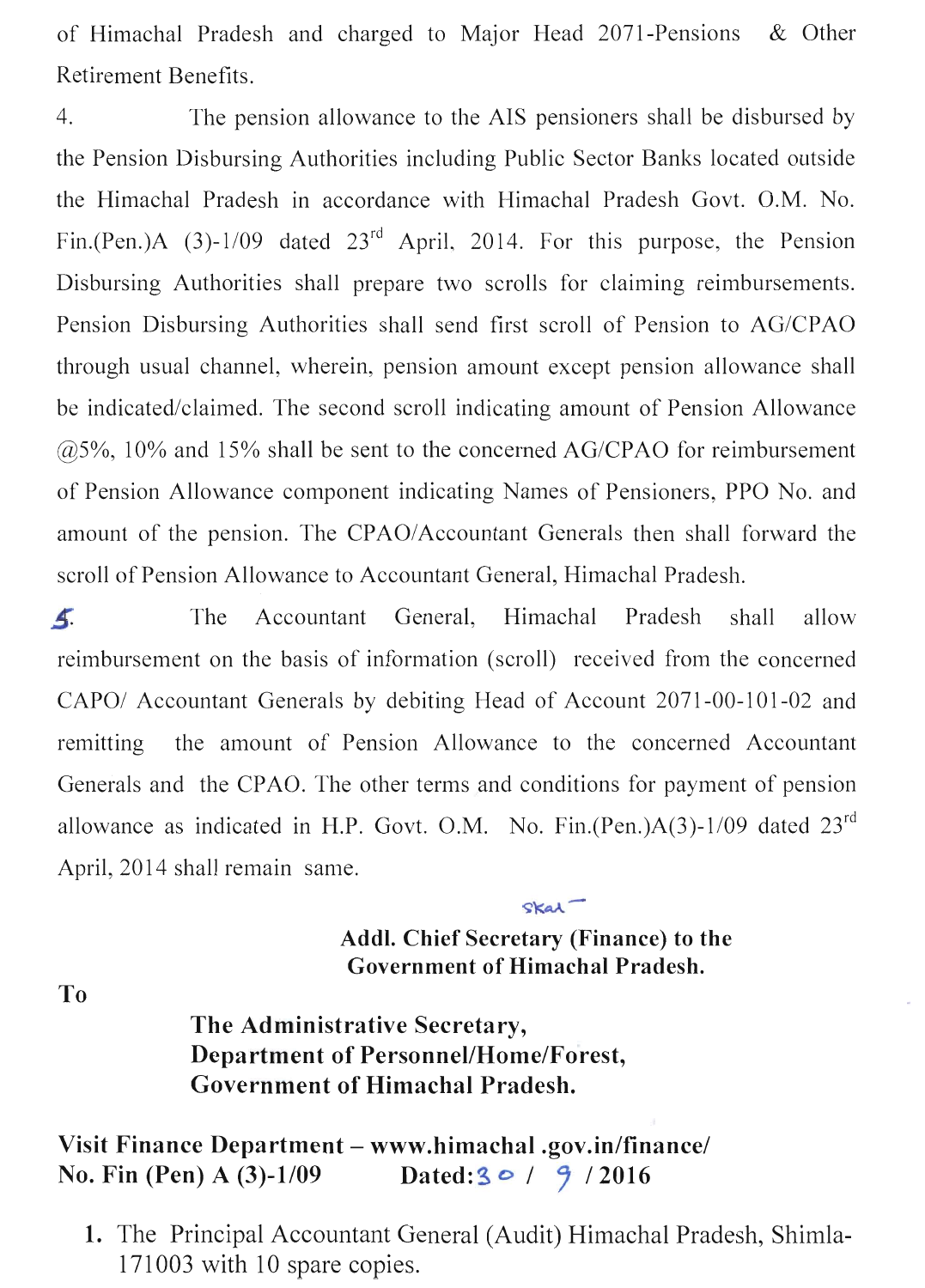of Himachal Pradesh and charged to Major Head 2071-Pensions & Other Retirement Benefits.

4. The pension allowance to the AIS pensioners shall be disbursed by the Pension Disbursing Authorities including Public Sector Banks located outside the Himachal Pradesh in accordance with Himachal Pradesh Govt. O.M. No. Fin.(Pen.)A (3)-1/09 dated 23rd April, 2014. For this purpose, the Pension Disbursing Authorities shall prepare two scrolls for claiming reimbursements. Pension Disbursing Authorities shall send first scroll of Pension to AG/CPAO through usual channel, wherein, pension amount except pension allowance shall be indicated/claimed. The second scroll indicating amount of Pension Allowance @5%, 10% and 15% shall be sent to the concerned AG/CPAO for reimbursement of Pension Allowance component indicating Names of Pensioners, PPO No. and amount of the pension. The CPAO/Accountant Generals then shall forward the scroll of Pension Allowance to Accountant General, Himachal Pradesh.

5. The Accountant General, Himachal Pradesh shall allow reimbursement on the basis of information (scroll) received from the concerned CAPO/ Accountant Generals by debiting Head of Account 2071-00-101-02 and remitting the amount of Pension Allowance to the concerned Accountant Generals and the CPAO. The other terms and conditions for payment of pension allowance as indicated in H.P. Govt. O.M. No. Fin.(Pen.)A(3)-1/09 dated 23rd April, 2014 shall remain same.

Sd/-

**Addl. Chief Secretary (Finance) to the Government of Himachal Pradesh.**

**To**

**The Administrative Secretary,**
**Department of Personnel/Home/Forest,**
**Government of Himachal Pradesh.**

**Visit Finance Department – www.himachal.gov.in/finance/**

**No. Fin (Pen) A (3)-1/09 Dated: 30 / 9 / 2016**

1. The Principal Accountant General (Audit) Himachal Pradesh, Shimla-171003 with 10 spare copies.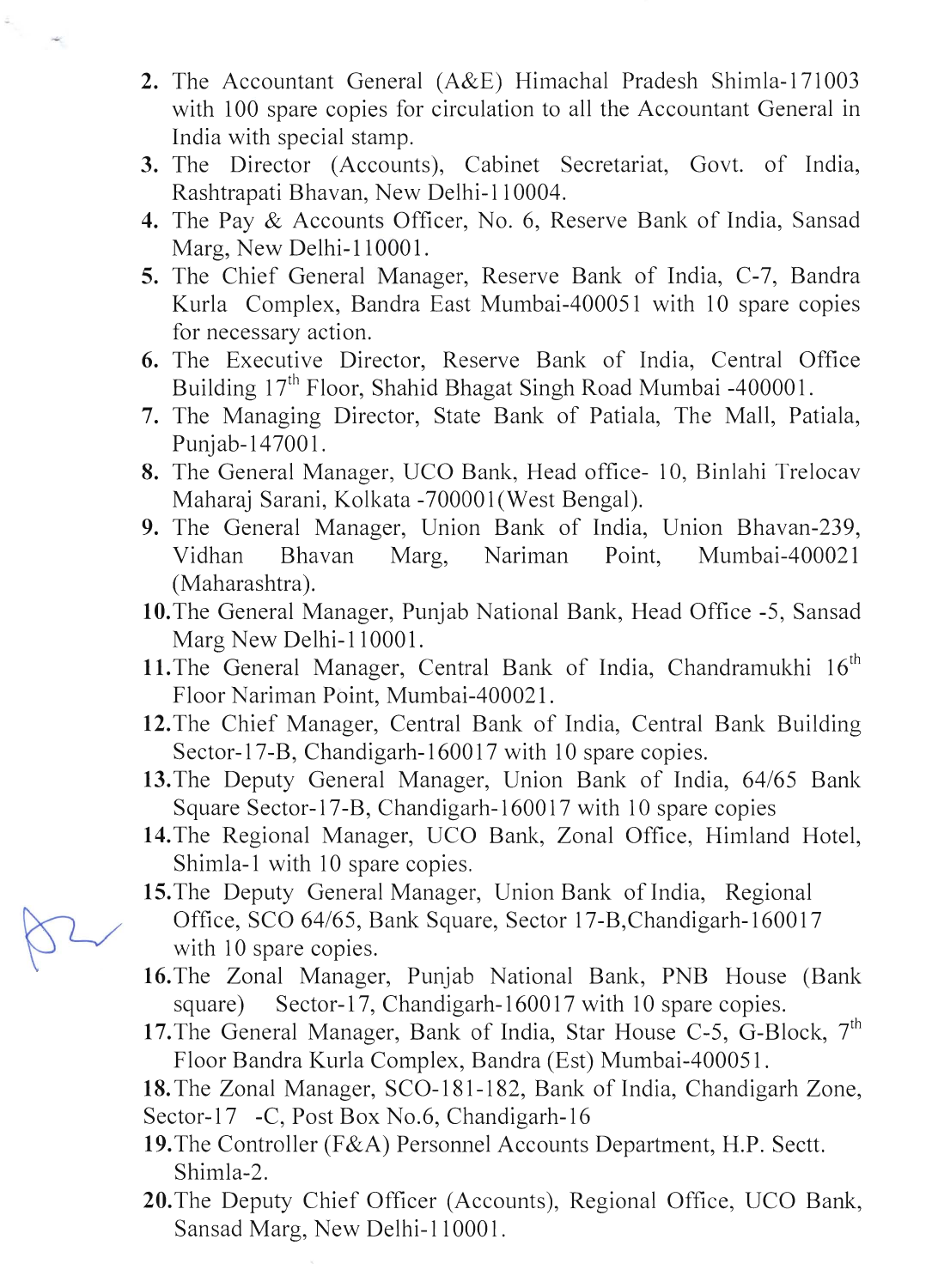2. The Accountant General (A&E) Himachal Pradesh Shimla-171003 with 100 spare copies for circulation to all the Accountant General in India with special stamp.
3. The Director (Accounts), Cabinet Secretariat, Govt. of India, Rashtrapati Bhavan, New Delhi-110004.
4. The Pay & Accounts Officer, No. 6, Reserve Bank of India, Sansad Marg, New Delhi-110001.
5. The Chief General Manager, Reserve Bank of India, C-7, Bandra Kurla Complex, Bandra East Mumbai-400051 with 10 spare copies for necessary action.
6. The Executive Director, Reserve Bank of India, Central Office Building 17th Floor, Shahid Bhagat Singh Road Mumbai -400001.
7. The Managing Director, State Bank of Patiala, The Mall, Patiala, Punjab-147001.
8. The General Manager, UCO Bank, Head office- 10, Binlahi Trelocav Maharaj Sarani, Kolkata -700001(West Bengal).
9. The General Manager, Union Bank of India, Union Bhavan-239, Vidhan Bhavan Marg, Nariman Point, Mumbai-400021 (Maharashtra).
10. The General Manager, Punjab National Bank, Head Office -5, Sansad Marg New Delhi-110001.
11. The General Manager, Central Bank of India, Chandramukhi 16th Floor Nariman Point, Mumbai-400021.
12. The Chief Manager, Central Bank of India, Central Bank Building Sector-17-B, Chandigarh-160017 with 10 spare copies.
13. The Deputy General Manager, Union Bank of India, 64/65 Bank Square Sector-17-B, Chandigarh-160017 with 10 spare copies
14. The Regional Manager, UCO Bank, Zonal Office, Himland Hotel, Shimla-1 with 10 spare copies.
15. The Deputy General Manager, Union Bank of India, Regional Office, SCO 64/65, Bank Square, Sector 17-B,Chandigarh-160017 with 10 spare copies.
16. The Zonal Manager, Punjab National Bank, PNB House (Bank square) Sector-17, Chandigarh-160017 with 10 spare copies.
17. The General Manager, Bank of India, Star House C-5, G-Block, 7th Floor Bandra Kurla Complex, Bandra (Est) Mumbai-400051.
18. The Zonal Manager, SCO-181-182, Bank of India, Chandigarh Zone, Sector-17 -C, Post Box No.6, Chandigarh-16
19. The Controller (F&A) Personnel Accounts Department, H.P. Sectt. Shimla-2.
20. The Deputy Chief Officer (Accounts), Regional Office, UCO Bank, Sansad Marg, New Delhi-110001.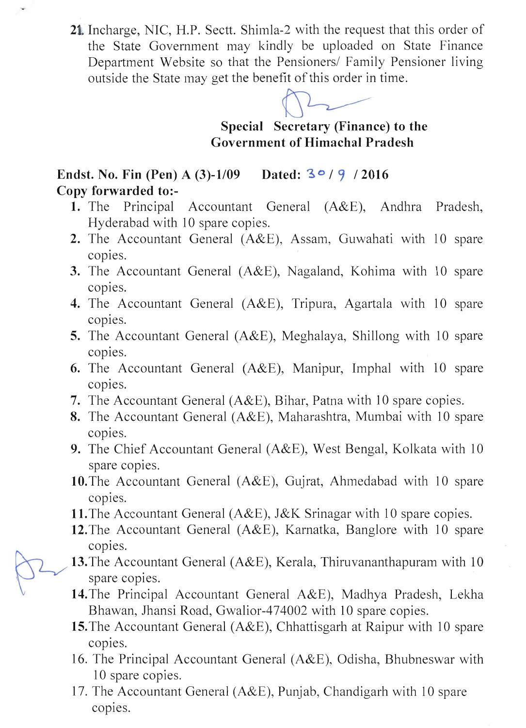21. Incharge, NIC, H.P. Sectt. Shimla-2 with the request that this order of the State Government may kindly be uploaded on State Finance Department Website so that the Pensioners/ Family Pensioner living outside the State may get the benefit of this order in time.

**Special Secretary (Finance) to the Government of Himachal Pradesh**

**Endst. No. Fin (Pen) A (3)-1/09 Dated: 30 / 9 / 2016**

**Copy forwarded to:-**

1. The Principal Accountant General (A&E), Andhra Pradesh, Hyderabad with 10 spare copies.
2. The Accountant General (A&E), Assam, Guwahati with 10 spare copies.
3. The Accountant General (A&E), Nagaland, Kohima with 10 spare copies.
4. The Accountant General (A&E), Tripura, Agartala with 10 spare copies.
5. The Accountant General (A&E), Meghalaya, Shillong with 10 spare copies.
6. The Accountant General (A&E), Manipur, Imphal with 10 spare copies.
7. The Accountant General (A&E), Bihar, Patna with 10 spare copies.
8. The Accountant General (A&E), Maharashtra, Mumbai with 10 spare copies.
9. The Chief Accountant General (A&E), West Bengal, Kolkata with 10 spare copies.
10. The Accountant General (A&E), Gujrat, Ahmedabad with 10 spare copies.
11. The Accountant General (A&E), J&K Srinagar with 10 spare copies.
12. The Accountant General (A&E), Karnatka, Banglore with 10 spare copies.
13. The Accountant General (A&E), Kerala, Thiruvananthapuram with 10 spare copies.
14. The Principal Accountant General A&E), Madhya Pradesh, Lekha Bhawan, Jhansi Road, Gwalior-474002 with 10 spare copies.
15. The Accountant General (A&E), Chhattisgarh at Raipur with 10 spare copies.
16. The Principal Accountant General (A&E), Odisha, Bhubneswar with 10 spare copies.
17. The Accountant General (A&E), Punjab, Chandigarh with 10 spare copies.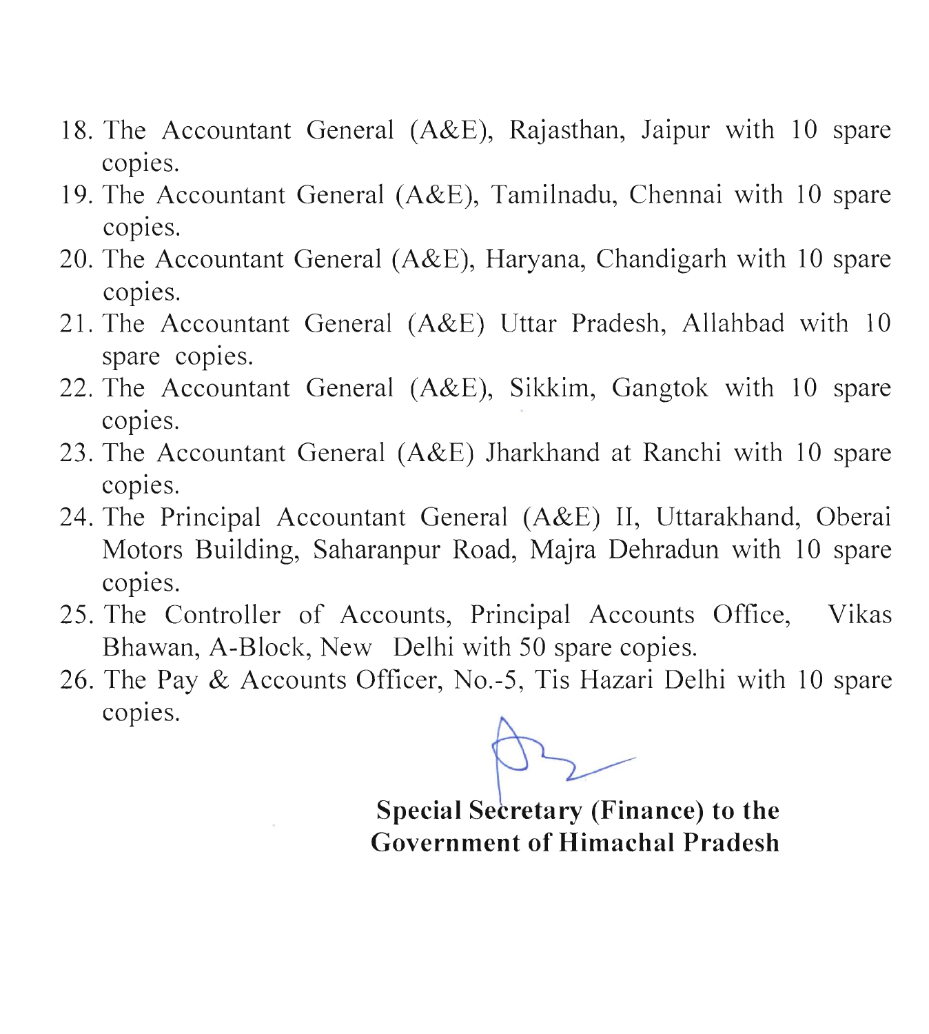18. The Accountant General (A&E), Rajasthan, Jaipur with 10 spare copies.
19. The Accountant General (A&E), Tamilnadu, Chennai with 10 spare copies.
20. The Accountant General (A&E), Haryana, Chandigarh with 10 spare copies.
21. The Accountant General (A&E) Uttar Pradesh, Allahbad with 10 spare copies.
22. The Accountant General (A&E), Sikkim, Gangtok with 10 spare copies.
23. The Accountant General (A&E) Jharkhand at Ranchi with 10 spare copies.
24. The Principal Accountant General (A&E) II, Uttarakhand, Oberai Motors Building, Saharanpur Road, Majra Dehradun with 10 spare copies.
25. The Controller of Accounts, Principal Accounts Office, Vikas Bhawan, A-Block, New Delhi with 50 spare copies.
26. The Pay & Accounts Officer, No.-5, Tis Hazari Delhi with 10 spare copies.

**Special Secretary (Finance) to the Government of Himachal Pradesh**